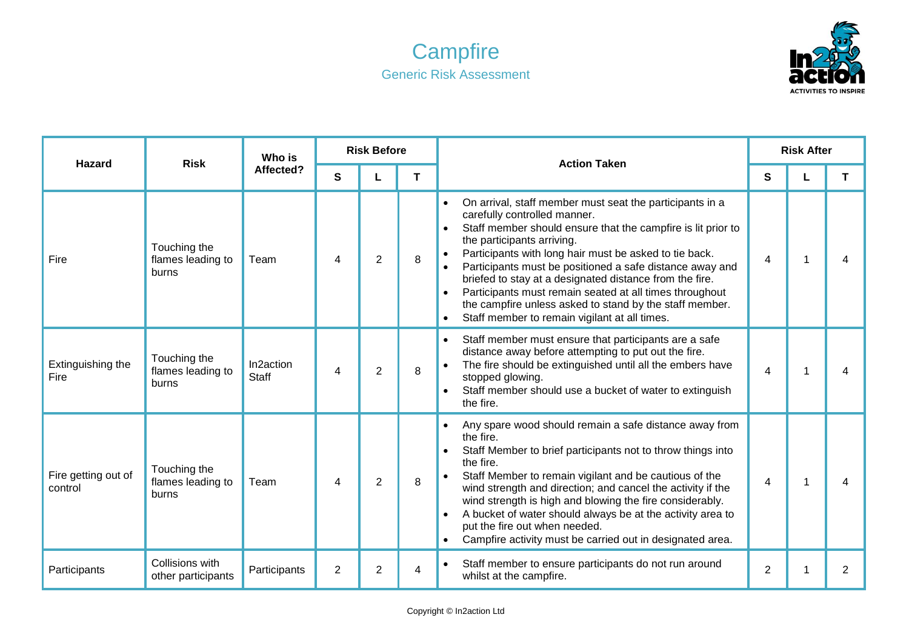# Campfire

## Generic Risk Assessment

| Hazard | Risk | Who is Affected? | Risk Before | | | Action Taken | Risk After | | |
|---|---|---|---|---|---|---|---|---|---|
| | | | S | L | T | | S | L | T |
| Fire | Touching the flames leading to burns | Team | 4 | 2 | 8 | • On arrival, staff member must seat the participants in a carefully controlled manner.<br>• Staff member should ensure that the campfire is lit prior to the participants arriving.<br>• Participants with long hair must be asked to tie back.<br>• Participants must be positioned a safe distance away and briefed to stay at a designated distance from the fire.<br>• Participants must remain seated at all times throughout the campfire unless asked to stand by the staff member.<br>• Staff member to remain vigilant at all times. | 4 | 1 | 4 |
| Extinguishing the Fire | Touching the flames leading to burns | In2action Staff | 4 | 2 | 8 | • Staff member must ensure that participants are a safe distance away before attempting to put out the fire.<br>• The fire should be extinguished until all the embers have stopped glowing.<br>• Staff member should use a bucket of water to extinguish the fire. | 4 | 1 | 4 |
| Fire getting out of control | Touching the flames leading to burns | Team | 4 | 2 | 8 | • Any spare wood should remain a safe distance away from the fire.<br>• Staff Member to brief participants not to throw things into the fire.<br>• Staff Member to remain vigilant and be cautious of the wind strength and direction; and cancel the activity if the wind strength is high and blowing the fire considerably.<br>• A bucket of water should always be at the activity area to put the fire out when needed.<br>• Campfire activity must be carried out in designated area. | 4 | 1 | 4 |
| Participants | Collisions with other participants | Participants | 2 | 2 | 4 | • Staff member to ensure participants do not run around whilst at the campfire. | 2 | 1 | 2 |

Copyright © In2action Ltd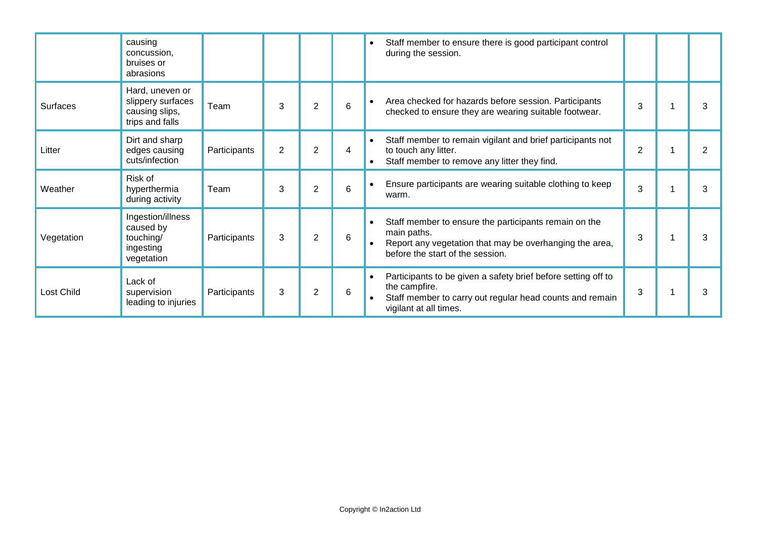| | | | | | | | | | |
|---|---|---|---|---|---|---|---|---|---|
| | causing concussion, bruises or abrasions | | | | | • Staff member to ensure there is good participant control during the session. | | | |
| Surfaces | Hard, uneven or slippery surfaces causing slips, trips and falls | Team | 3 | 2 | 6 | • Area checked for hazards before session. Participants checked to ensure they are wearing suitable footwear. | 3 | 1 | 3 |
| Litter | Dirt and sharp edges causing cuts/infection | Participants | 2 | 2 | 4 | • Staff member to remain vigilant and brief participants not to touch any litter.<br>• Staff member to remove any litter they find. | 2 | 1 | 2 |
| Weather | Risk of hyperthermia during activity | Team | 3 | 2 | 6 | • Ensure participants are wearing suitable clothing to keep warm. | 3 | 1 | 3 |
| Vegetation | Ingestion/illness caused by touching/ ingesting vegetation | Participants | 3 | 2 | 6 | • Staff member to ensure the participants remain on the main paths.<br>• Report any vegetation that may be overhanging the area, before the start of the session. | 3 | 1 | 3 |
| Lost Child | Lack of supervision leading to injuries | Participants | 3 | 2 | 6 | • Participants to be given a safety brief before setting off to the campfire.<br>• Staff member to carry out regular head counts and remain vigilant at all times. | 3 | 1 | 3 |

Copyright © In2action Ltd